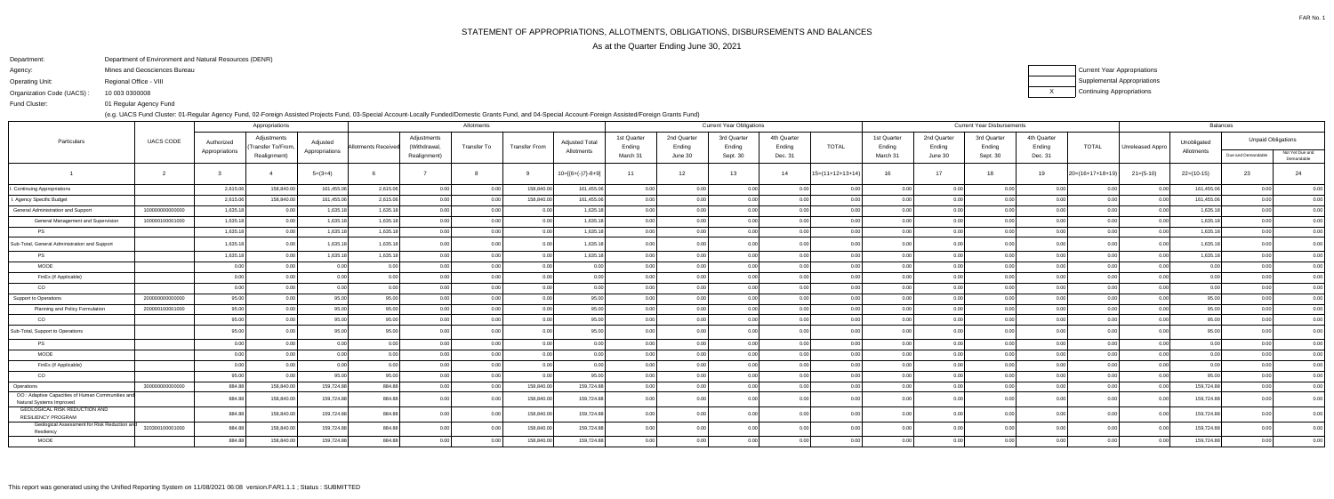FAR No. 1

# STATEMENT OF APPROPRIATIONS, ALLOTMENTS, OBLIGATIONS, DISBURSEMENTS AND BALANCES

As at the Quarter Ending June 30, 2021

Department: Department of Environment and Natural Resources (DENR)
Agency: Mines and Geosciences Bureau
Operating Unit: Regional Office - VIII
Organization Code (UACS) : 10 003 0300008
Fund Cluster: 01 Regular Agency Fund

(e.g. UACS Fund Cluster: 01-Regular Agency Fund, 02-Foreign Assisted Projects Fund, 03-Special Account-Locally Funded/Domestic Grants Fund, and 04-Special Account-Foreign Assisted/Foreign Grants Fund)

| | Current Year Appropriations |
|---|---|
| | Supplemental Appropriations |
| X | Continuing Appropriations |

| Particulars | UACS CODE | Appropriations | | | Allotments | | | | | Current Year Obligations | | | | | Current Year Disbursements | | | | | Balances | | | |
|---|---|---|---|---|---|---|---|---|---|---|---|---|---|---|---|---|---|---|---|---|---|---|---|
| | | Authorized Appropriations | Adjustments (Transfer To/From, Realignment) | Adjusted Appropriations | Allotments Received | Adjustments (Withdrawal, Realignment) | Transfer To | Transfer From | Adjusted Total Allotments | 1st Quarter Ending March 31 | 2nd Quarter Ending June 30 | 3rd Quarter Ending Sept. 30 | 4th Quarter Ending Dec. 31 | TOTAL | 1st Quarter Ending March 31 | 2nd Quarter Ending June 30 | 3rd Quarter Ending Sept. 30 | 4th Quarter Ending Dec. 31 | TOTAL | Unreleased Appro | Unobligated Allotments | Unpaid Obligations | |
| | | | | | | | | | | | | | | | | | | | | | | Due and Demandable | Not Yet Due and Demandable |
| 1 | 2 | 3 | 4 | 5=(3+4) | 6 | 7 | 8 | 9 | 10=[{6+(-)7}-8+9] | 11 | 12 | 13 | 14 | 15=(11+12+13+14) | 16 | 17 | 18 | 19 | 20=(16+17+18+19) | 21=(5-10) | 22=(10-15) | 23 | 24 |
| I. Continuing Appropriations | | 2,615.06 | 158,840.00 | 161,455.06 | 2,615.06 | 0.00 | 0.00 | 158,840.00 | 161,455.06 | 0.00 | 0.00 | 0.00 | 0.00 | 0.00 | 0.00 | 0.00 | 0.00 | 0.00 | 0.00 | 0.00 | 161,455.06 | 0.00 | 0.00 |
| I. Agency Specific Budget | | 2,615.06 | 158,840.00 | 161,455.06 | 2,615.06 | 0.00 | 0.00 | 158,840.00 | 161,455.06 | 0.00 | 0.00 | 0.00 | 0.00 | 0.00 | 0.00 | 0.00 | 0.00 | 0.00 | 0.00 | 0.00 | 161,455.06 | 0.00 | 0.00 |
| General Administration and Support | 100000000000000 | 1,635.18 | 0.00 | 1,635.18 | 1,635.18 | 0.00 | 0.00 | 0.00 | 1,635.18 | 0.00 | 0.00 | 0.00 | 0.00 | 0.00 | 0.00 | 0.00 | 0.00 | 0.00 | 0.00 | 0.00 | 1,635.18 | 0.00 | 0.00 |
| General Management and Supervision | 100000100001000 | 1,635.18 | 0.00 | 1,635.18 | 1,635.18 | 0.00 | 0.00 | 0.00 | 1,635.18 | 0.00 | 0.00 | 0.00 | 0.00 | 0.00 | 0.00 | 0.00 | 0.00 | 0.00 | 0.00 | 0.00 | 1,635.18 | 0.00 | 0.00 |
| PS | | 1,635.18 | 0.00 | 1,635.18 | 1,635.18 | 0.00 | 0.00 | 0.00 | 1,635.18 | 0.00 | 0.00 | 0.00 | 0.00 | 0.00 | 0.00 | 0.00 | 0.00 | 0.00 | 0.00 | 0.00 | 1,635.18 | 0.00 | 0.00 |
| Sub-Total, General Administration and Support | | 1,635.18 | 0.00 | 1,635.18 | 1,635.18 | 0.00 | 0.00 | 0.00 | 1,635.18 | 0.00 | 0.00 | 0.00 | 0.00 | 0.00 | 0.00 | 0.00 | 0.00 | 0.00 | 0.00 | 0.00 | 1,635.18 | 0.00 | 0.00 |
| PS | | 1,635.18 | 0.00 | 1,635.18 | 1,635.18 | 0.00 | 0.00 | 0.00 | 1,635.18 | 0.00 | 0.00 | 0.00 | 0.00 | 0.00 | 0.00 | 0.00 | 0.00 | 0.00 | 0.00 | 0.00 | 1,635.18 | 0.00 | 0.00 |
| MOOE | | 0.00 | 0.00 | 0.00 | 0.00 | 0.00 | 0.00 | 0.00 | 0.00 | 0.00 | 0.00 | 0.00 | 0.00 | 0.00 | 0.00 | 0.00 | 0.00 | 0.00 | 0.00 | 0.00 | 0.00 | 0.00 | 0.00 |
| FinEx (if Applicable) | | 0.00 | 0.00 | 0.00 | 0.00 | 0.00 | 0.00 | 0.00 | 0.00 | 0.00 | 0.00 | 0.00 | 0.00 | 0.00 | 0.00 | 0.00 | 0.00 | 0.00 | 0.00 | 0.00 | 0.00 | 0.00 | 0.00 |
| CO | | 0.00 | 0.00 | 0.00 | 0.00 | 0.00 | 0.00 | 0.00 | 0.00 | 0.00 | 0.00 | 0.00 | 0.00 | 0.00 | 0.00 | 0.00 | 0.00 | 0.00 | 0.00 | 0.00 | 0.00 | 0.00 | 0.00 |
| Support to Operations | 200000000000000 | 95.00 | 0.00 | 95.00 | 95.00 | 0.00 | 0.00 | 0.00 | 95.00 | 0.00 | 0.00 | 0.00 | 0.00 | 0.00 | 0.00 | 0.00 | 0.00 | 0.00 | 0.00 | 0.00 | 95.00 | 0.00 | 0.00 |
| Planning and Policy Formulation | 200000100001000 | 95.00 | 0.00 | 95.00 | 95.00 | 0.00 | 0.00 | 0.00 | 95.00 | 0.00 | 0.00 | 0.00 | 0.00 | 0.00 | 0.00 | 0.00 | 0.00 | 0.00 | 0.00 | 0.00 | 95.00 | 0.00 | 0.00 |
| CO | | 95.00 | 0.00 | 95.00 | 95.00 | 0.00 | 0.00 | 0.00 | 95.00 | 0.00 | 0.00 | 0.00 | 0.00 | 0.00 | 0.00 | 0.00 | 0.00 | 0.00 | 0.00 | 0.00 | 95.00 | 0.00 | 0.00 |
| Sub-Total, Support to Operations | | 95.00 | 0.00 | 95.00 | 95.00 | 0.00 | 0.00 | 0.00 | 95.00 | 0.00 | 0.00 | 0.00 | 0.00 | 0.00 | 0.00 | 0.00 | 0.00 | 0.00 | 0.00 | 0.00 | 95.00 | 0.00 | 0.00 |
| PS | | 0.00 | 0.00 | 0.00 | 0.00 | 0.00 | 0.00 | 0.00 | 0.00 | 0.00 | 0.00 | 0.00 | 0.00 | 0.00 | 0.00 | 0.00 | 0.00 | 0.00 | 0.00 | 0.00 | 0.00 | 0.00 | 0.00 |
| MOOE | | 0.00 | 0.00 | 0.00 | 0.00 | 0.00 | 0.00 | 0.00 | 0.00 | 0.00 | 0.00 | 0.00 | 0.00 | 0.00 | 0.00 | 0.00 | 0.00 | 0.00 | 0.00 | 0.00 | 0.00 | 0.00 | 0.00 |
| FinEx (if Applicable) | | 0.00 | 0.00 | 0.00 | 0.00 | 0.00 | 0.00 | 0.00 | 0.00 | 0.00 | 0.00 | 0.00 | 0.00 | 0.00 | 0.00 | 0.00 | 0.00 | 0.00 | 0.00 | 0.00 | 0.00 | 0.00 | 0.00 |
| CO | | 95.00 | 0.00 | 95.00 | 95.00 | 0.00 | 0.00 | 0.00 | 95.00 | 0.00 | 0.00 | 0.00 | 0.00 | 0.00 | 0.00 | 0.00 | 0.00 | 0.00 | 0.00 | 0.00 | 95.00 | 0.00 | 0.00 |
| Operations | 300000000000000 | 884.88 | 158,840.00 | 159,724.88 | 884.88 | 0.00 | 0.00 | 158,840.00 | 159,724.88 | 0.00 | 0.00 | 0.00 | 0.00 | 0.00 | 0.00 | 0.00 | 0.00 | 0.00 | 0.00 | 0.00 | 159,724.88 | 0.00 | 0.00 |
| OO : Adaptive Capacities of Human Communities and Natural Systems Improved | | 884.88 | 158,840.00 | 159,724.88 | 884.88 | 0.00 | 0.00 | 158,840.00 | 159,724.88 | 0.00 | 0.00 | 0.00 | 0.00 | 0.00 | 0.00 | 0.00 | 0.00 | 0.00 | 0.00 | 0.00 | 159,724.88 | 0.00 | 0.00 |
| GEOLOGICAL RISK REDUCTION AND RESILIENCY PROGRAM | | 884.88 | 158,840.00 | 159,724.88 | 884.88 | 0.00 | 0.00 | 158,840.00 | 159,724.88 | 0.00 | 0.00 | 0.00 | 0.00 | 0.00 | 0.00 | 0.00 | 0.00 | 0.00 | 0.00 | 0.00 | 159,724.88 | 0.00 | 0.00 |
| Geological Assessment for Risk Reduction and Resiliency | 320300100001000 | 884.88 | 158,840.00 | 159,724.88 | 884.88 | 0.00 | 0.00 | 158,840.00 | 159,724.88 | 0.00 | 0.00 | 0.00 | 0.00 | 0.00 | 0.00 | 0.00 | 0.00 | 0.00 | 0.00 | 0.00 | 159,724.88 | 0.00 | 0.00 |
| MOOE | | 884.88 | 158,840.00 | 159,724.88 | 884.88 | 0.00 | 0.00 | 158,840.00 | 159,724.88 | 0.00 | 0.00 | 0.00 | 0.00 | 0.00 | 0.00 | 0.00 | 0.00 | 0.00 | 0.00 | 0.00 | 159,724.88 | 0.00 | 0.00 |

This report was generated using the Unified Reporting System on 11/08/2021 06:08 version.FAR1.1.1 ; Status : SUBMITTED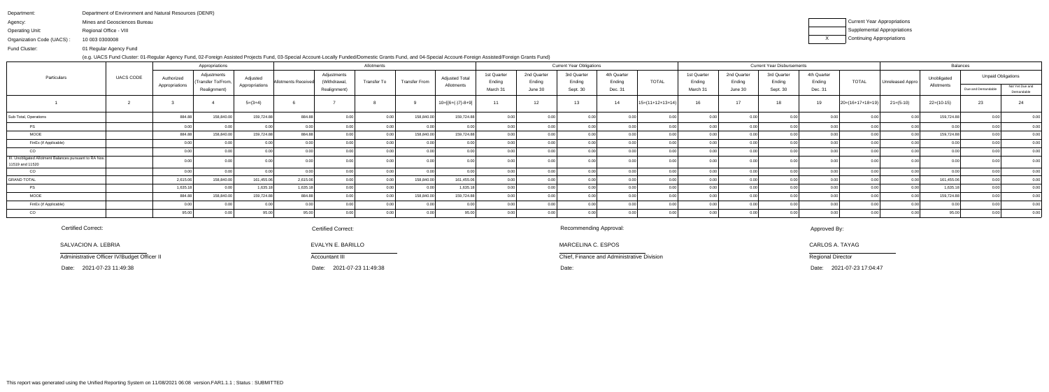Department: Department of Environment and Natural Resources (DENR)

Agency: Mines and Geosciences Bureau

Operating Unit: Regional Office - VIII

Organization Code (UACS) : 10 003 0300008

Fund Cluster: 01 Regular Agency Fund

(e.g. UACS Fund Cluster: 01-Regular Agency Fund, 02-Foreign Assisted Projects Fund, 03-Special Account-Locally Funded/Domestic Grants Fund, and 04-Special Account-Foreign Assisted/Foreign Grants Fund)

| | Current Year Appropriations |
|---|---|
| | Supplemental Appropriations |
| X | Continuing Appropriations |

| Particulars | UACS CODE | Appropriations | | | Allotments | | | | | Current Year Obligations | | | | | Current Year Disbursements | | | | | Balances | | | |
|---|---|---|---|---|---|---|---|---|---|---|---|---|---|---|---|---|---|---|---|---|---|---|---|
| | | Authorized Appropriations | Adjustments (Transfer To/From, Realignment) | Adjusted Appropriations | Allotments Received | Adjustments (Withdrawal, Realignment) | Transfer To | Transfer From | Adjusted Total Allotments | 1st Quarter Ending March 31 | 2nd Quarter Ending June 30 | 3rd Quarter Ending Sept. 30 | 4th Quarter Ending Dec. 31 | TOTAL | 1st Quarter Ending March 31 | 2nd Quarter Ending June 30 | 3rd Quarter Ending Sept. 30 | 4th Quarter Ending Dec. 31 | TOTAL | Unreleased Appro | Unobligated Allotments | Unpaid Obligations | |
| | | | | | | | | | | | | | | | | | | | | | | Due and Demandable | Not Yet Due and Demandable |
| 1 | 2 | 3 | 4 | 5=(3+4) | 6 | 7 | 8 | 9 | 10=[{6+(-)7}-8+9] | 11 | 12 | 13 | 14 | 15=(11+12+13+14) | 16 | 17 | 18 | 19 | 20=(16+17+18+19) | 21=(5-10) | 22=(10-15) | 23 | 24 |
| Sub-Total, Operations | | 884.88 | 158,840.00 | 159,724.88 | 884.88 | 0.00 | 0.00 | 158,840.00 | 159,724.88 | 0.00 | 0.00 | 0.00 | 0.00 | 0.00 | 0.00 | 0.00 | 0.00 | 0.00 | 0.00 | 0.00 | 159,724.88 | 0.00 | 0.00 |
| PS | | 0.00 | 0.00 | 0.00 | 0.00 | 0.00 | 0.00 | 0.00 | 0.00 | 0.00 | 0.00 | 0.00 | 0.00 | 0.00 | 0.00 | 0.00 | 0.00 | 0.00 | 0.00 | 0.00 | 0.00 | 0.00 | 0.00 |
| MOOE | | 884.88 | 158,840.00 | 159,724.88 | 884.88 | 0.00 | 0.00 | 158,840.00 | 159,724.88 | 0.00 | 0.00 | 0.00 | 0.00 | 0.00 | 0.00 | 0.00 | 0.00 | 0.00 | 0.00 | 0.00 | 159,724.88 | 0.00 | 0.00 |
| FinEx (if Applicable) | | 0.00 | 0.00 | 0.00 | 0.00 | 0.00 | 0.00 | 0.00 | 0.00 | 0.00 | 0.00 | 0.00 | 0.00 | 0.00 | 0.00 | 0.00 | 0.00 | 0.00 | 0.00 | 0.00 | 0.00 | 0.00 | 0.00 |
| CO | | 0.00 | 0.00 | 0.00 | 0.00 | 0.00 | 0.00 | 0.00 | 0.00 | 0.00 | 0.00 | 0.00 | 0.00 | 0.00 | 0.00 | 0.00 | 0.00 | 0.00 | 0.00 | 0.00 | 0.00 | 0.00 | 0.00 |
| III. Unobligated Allotment Balances pursuant to RA Nos. 11519 and 11520 | | 0.00 | 0.00 | 0.00 | 0.00 | 0.00 | 0.00 | 0.00 | 0.00 | 0.00 | 0.00 | 0.00 | 0.00 | 0.00 | 0.00 | 0.00 | 0.00 | 0.00 | 0.00 | 0.00 | 0.00 | 0.00 | 0.00 |
| CO | | 0.00 | 0.00 | 0.00 | 0.00 | 0.00 | 0.00 | 0.00 | 0.00 | 0.00 | 0.00 | 0.00 | 0.00 | 0.00 | 0.00 | 0.00 | 0.00 | 0.00 | 0.00 | 0.00 | 0.00 | 0.00 | 0.00 |
| GRAND TOTAL | | 2,615.06 | 158,840.00 | 161,455.06 | 2,615.06 | 0.00 | 0.00 | 158,840.00 | 161,455.06 | 0.00 | 0.00 | 0.00 | 0.00 | 0.00 | 0.00 | 0.00 | 0.00 | 0.00 | 0.00 | 0.00 | 161,455.06 | 0.00 | 0.00 |
| PS | | 1,635.18 | 0.00 | 1,635.18 | 1,635.18 | 0.00 | 0.00 | 0.00 | 1,635.18 | 0.00 | 0.00 | 0.00 | 0.00 | 0.00 | 0.00 | 0.00 | 0.00 | 0.00 | 0.00 | 0.00 | 1,635.18 | 0.00 | 0.00 |
| MOOE | | 884.88 | 158,840.00 | 159,724.88 | 884.88 | 0.00 | 0.00 | 158,840.00 | 159,724.88 | 0.00 | 0.00 | 0.00 | 0.00 | 0.00 | 0.00 | 0.00 | 0.00 | 0.00 | 0.00 | 0.00 | 159,724.88 | 0.00 | 0.00 |
| FinEx (if Applicable) | | 0.00 | 0.00 | 0.00 | 0.00 | 0.00 | 0.00 | 0.00 | 0.00 | 0.00 | 0.00 | 0.00 | 0.00 | 0.00 | 0.00 | 0.00 | 0.00 | 0.00 | 0.00 | 0.00 | 0.00 | 0.00 | 0.00 |
| CO | | 95.00 | 0.00 | 95.00 | 95.00 | 0.00 | 0.00 | 0.00 | 95.00 | 0.00 | 0.00 | 0.00 | 0.00 | 0.00 | 0.00 | 0.00 | 0.00 | 0.00 | 0.00 | 0.00 | 95.00 | 0.00 | 0.00 |

| Certified Correct: | Certified Correct: | Recommending Approval: | Approved By: |
|---|---|---|---|
| SALVACION A. LEBRIA | EVALYN E. BARILLO | MARCELINA C. ESPOS | CARLOS A. TAYAG |
| Administrative Officer IV/Budget Officer II | Accountant III | Chief, Finance and Administrative Division | Regional Director |
| Date: 2021-07-23 11:49:38 | Date: 2021-07-23 11:49:38 | Date: | Date: 2021-07-23 17:04:47 |

This report was generated using the Unified Reporting System on 11/08/2021 06:08 version.FAR1.1.1 ; Status : SUBMITTED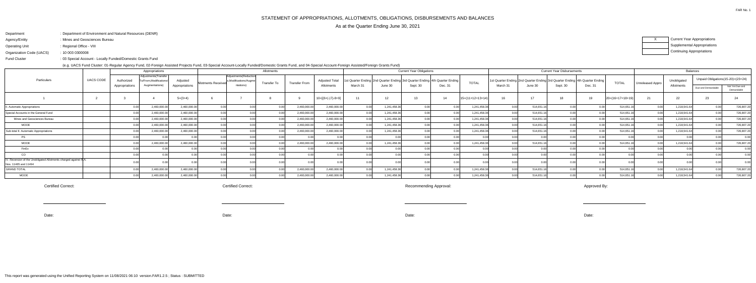FAR No. 1

# STATEMENT OF APPROPRIATIONS, ALLOTMENTS, OBLIGATIONS, DISBURSEMENTS AND BALANCES

As at the Quarter Ending June 30, 2021

Department : Department of Environment and Natural Resources (DENR)
Agency/Entity : Mines and Geosciences Bureau
Operating Unit : Regional Office - VIII
Organization Code (UACS) : 10 003 0300008
Fund Cluster : 03 Special Account - Locally Funded/Domestic Grants Fund

(e.g. UACS Fund Cluster: 01-Regular Agency Fund, 02-Foreign Assisted Projects Fund, 03-Special Account-Locally Funded/Domestic Grants Fund, and 04-Special Account-Foreign Assisted/Foreign Grants Fund)

| | |
|---|---|
| X | Current Year Appropriations |
| | Supplemental Appropriations |
| | Continuing Appropriations |

| Particulars | UACS CODE | Appropriations | | | Allotments | | | | | | Current Year Obligations | | | | | Current Year Disbursements | | | | | Balances | | | |
|---|---|---|---|---|---|---|---|---|---|---|---|---|---|---|---|---|---|---|---|---|---|---|---|---|
| | | Authorized Appropriations | Adjustments(Transfer To/From,Modifications/ Augmentations) | Adjusted Appropriations | Allotments Received | Adjustments(Reductions,Modifications/Augmentations) | Transfer To | Transfer From | Adjusted Total Allotments | 1st Quarter Ending March 31 | 2nd Quarter Ending June 30 | 3rd Quarter Ending Sept. 30 | 4th Quarter Ending Dec. 31 | TOTAL | 1st Quarter Ending March 31 | 2nd Quarter Ending June 30 | 3rd Quarter Ending Sept. 30 | 4th Quarter Ending Dec. 31 | TOTAL | Unreleased Appro | Unobligated Allotments | Unpaid Obligations(15-20)=(23+24) Due and Demandable | Unpaid Obligations(15-20)=(23+24) Not Yet Due and Demandable |
| 1 | 2 | 3 | 4 | 5=(3+4) | 6 | 7 | 8 | 9 | 10=[{6+(-)7}-8+9] | 11 | 12 | 13 | 14 | 15=(11+12+13+14) | 16 | 17 | 18 | 19 | 20=(16+17+18+19) | 21 | 22 | 23 | 24 |
| II. Automatic Appropriations | | 0.00 | 2,460,000.00 | 2,460,000.00 | 0.00 | 0.00 | 0.00 | 2,460,000.00 | 2,460,000.00 | 0.00 | 1,241,458.36 | 0.00 | 0.00 | 1,241,458.36 | 0.00 | 514,651.16 | 0.00 | 0.00 | 514,651.16 | 0.00 | 1,218,541.64 | 0.00 | 726,807.20 |
| Special Accounts in the General Fund | | 0.00 | 2,460,000.00 | 2,460,000.00 | 0.00 | 0.00 | 0.00 | 2,460,000.00 | 2,460,000.00 | 0.00 | 1,241,458.36 | 0.00 | 0.00 | 1,241,458.36 | 0.00 | 514,651.16 | 0.00 | 0.00 | 514,651.16 | 0.00 | 1,218,541.64 | 0.00 | 726,807.20 |
| Mines and Geosciences Bureau | | 0.00 | 2,460,000.00 | 2,460,000.00 | 0.00 | 0.00 | 0.00 | 2,460,000.00 | 2,460,000.00 | 0.00 | 1,241,458.36 | 0.00 | 0.00 | 1,241,458.36 | 0.00 | 514,651.16 | 0.00 | 0.00 | 514,651.16 | 0.00 | 1,218,541.64 | 0.00 | 726,807.20 |
| MOOE | | 0.00 | 2,460,000.00 | 2,460,000.00 | 0.00 | 0.00 | 0.00 | 2,460,000.00 | 2,460,000.00 | 0.00 | 1,241,458.36 | 0.00 | 0.00 | 1,241,458.36 | 0.00 | 514,651.16 | 0.00 | 0.00 | 514,651.16 | 0.00 | 1,218,541.64 | 0.00 | 726,807.20 |
| Sub-total II. Automatic Appropriations | | 0.00 | 2,460,000.00 | 2,460,000.00 | 0.00 | 0.00 | 0.00 | 2,460,000.00 | 2,460,000.00 | 0.00 | 1,241,458.36 | 0.00 | 0.00 | 1,241,458.36 | 0.00 | 514,651.16 | 0.00 | 0.00 | 514,651.16 | 0.00 | 1,218,541.64 | 0.00 | 726,807.20 |
| PS | | 0.00 | 0.00 | 0.00 | 0.00 | 0.00 | 0.00 | 0.00 | 0.00 | 0.00 | 0.00 | 0.00 | 0.00 | 0.00 | 0.00 | 0.00 | 0.00 | 0.00 | 0.00 | 0.00 | 0.00 | 0.00 | 0.00 |
| MOOE | | 0.00 | 2,460,000.00 | 2,460,000.00 | 0.00 | 0.00 | 0.00 | 2,460,000.00 | 2,460,000.00 | 0.00 | 1,241,458.36 | 0.00 | 0.00 | 1,241,458.36 | 0.00 | 514,651.16 | 0.00 | 0.00 | 514,651.16 | 0.00 | 1,218,541.64 | 0.00 | 726,807.20 |
| FinEx | | 0.00 | 0.00 | 0.00 | 0.00 | 0.00 | 0.00 | 0.00 | 0.00 | 0.00 | 0.00 | 0.00 | 0.00 | 0.00 | 0.00 | 0.00 | 0.00 | 0.00 | 0.00 | 0.00 | 0.00 | 0.00 | 0.00 |
| CO | | 0.00 | 0.00 | 0.00 | 0.00 | 0.00 | 0.00 | 0.00 | 0.00 | 0.00 | 0.00 | 0.00 | 0.00 | 0.00 | 0.00 | 0.00 | 0.00 | 0.00 | 0.00 | 0.00 | 0.00 | 0.00 | 0.00 |
| IV. Reversion of the Unobligated Allotments charged against R.A. Nos. 11465 and 11494 | | 0.00 | 0.00 | 0.00 | 0.00 | 0.00 | 0.00 | 0.00 | 0.00 | 0.00 | 0.00 | 0.00 | 0.00 | 0.00 | 0.00 | 0.00 | 0.00 | 0.00 | 0.00 | 0.00 | 0.00 | 0.00 | 0.00 |
| GRAND TOTAL | | 0.00 | 2,460,000.00 | 2,460,000.00 | 0.00 | 0.00 | 0.00 | 2,460,000.00 | 2,460,000.00 | 0.00 | 1,241,458.36 | 0.00 | 0.00 | 1,241,458.36 | 0.00 | 514,651.16 | 0.00 | 0.00 | 514,651.16 | 0.00 | 1,218,541.64 | 0.00 | 726,807.20 |
| MOOE | | 0.00 | 2,460,000.00 | 2,460,000.00 | 0.00 | 0.00 | 0.00 | 2,460,000.00 | 2,460,000.00 | 0.00 | 1,241,458.36 | 0.00 | 0.00 | 1,241,458.36 | 0.00 | 514,651.16 | 0.00 | 0.00 | 514,651.16 | 0.00 | 1,218,541.64 | 0.00 | 726,807.20 |

Certified Correct: Certified Correct: Recommending Approval: Approved By:

Date: Date: Date: Date:

This report was generated using the Unified Reporting System on 11/08/2021 06:10 version.FAR1.2.5 ; Status : SUBMITTED